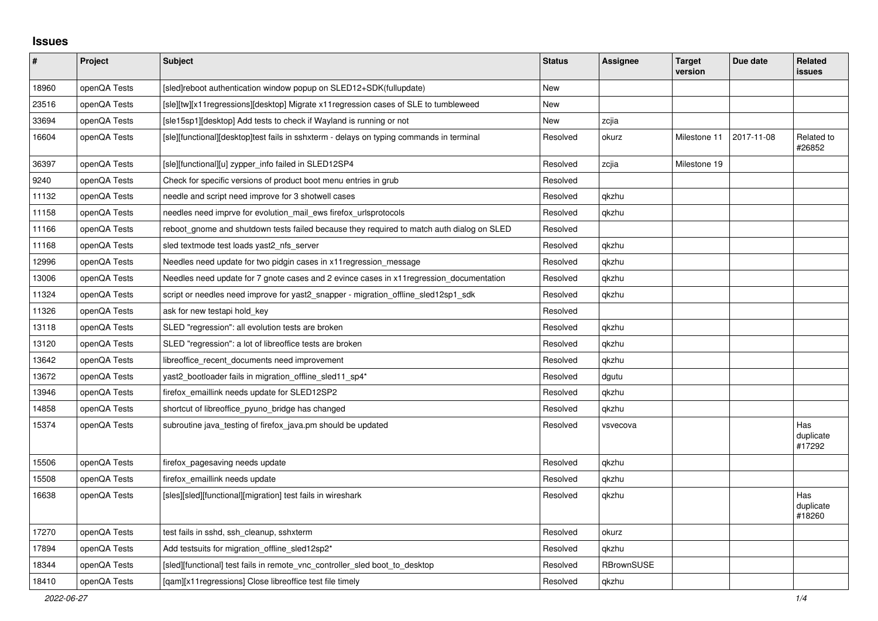# Issues

| # | Project | Subject | Status | Assignee | Target version | Due date | Related issues |
|---|---|---|---|---|---|---|---|
| 18960 | openQA Tests | [sled]reboot authentication window popup on SLED12+SDK(fullupdate) | New | | | | |
| 23516 | openQA Tests | [sle][tw][x11regressions][desktop] Migrate x11regression cases of SLE to tumbleweed | New | | | | |
| 33694 | openQA Tests | [sle15sp1][desktop] Add tests to check if Wayland is running or not | New | zcjia | | | |
| 16604 | openQA Tests | [sle][functional][desktop]test fails in sshxterm - delays on typing commands in terminal | Resolved | okurz | Milestone 11 | 2017-11-08 | Related to #26852 |
| 36397 | openQA Tests | [sle][functional][u] zypper_info failed in SLED12SP4 | Resolved | zcjia | Milestone 19 | | |
| 9240 | openQA Tests | Check for specific versions of product boot menu entries in grub | Resolved | | | | |
| 11132 | openQA Tests | needle and script need improve for 3 shotwell cases | Resolved | qkzhu | | | |
| 11158 | openQA Tests | needles need imprve for evolution_mail_ews firefox_urlsprotocols | Resolved | qkzhu | | | |
| 11166 | openQA Tests | reboot_gnome and shutdown tests failed because they required to match auth dialog on SLED | Resolved | | | | |
| 11168 | openQA Tests | sled textmode test loads yast2_nfs_server | Resolved | qkzhu | | | |
| 12996 | openQA Tests | Needles need update for two pidgin cases in x11regression_message | Resolved | qkzhu | | | |
| 13006 | openQA Tests | Needles need update for 7 gnote cases and 2 evince cases in x11regression_documentation | Resolved | qkzhu | | | |
| 11324 | openQA Tests | script or needles need improve for yast2_snapper - migration_offline_sled12sp1_sdk | Resolved | qkzhu | | | |
| 11326 | openQA Tests | ask for new testapi hold_key | Resolved | | | | |
| 13118 | openQA Tests | SLED "regression": all evolution tests are broken | Resolved | qkzhu | | | |
| 13120 | openQA Tests | SLED "regression": a lot of libreoffice tests are broken | Resolved | qkzhu | | | |
| 13642 | openQA Tests | libreoffice_recent_documents need improvement | Resolved | qkzhu | | | |
| 13672 | openQA Tests | yast2_bootloader fails in migration_offline_sled11_sp4* | Resolved | dgutu | | | |
| 13946 | openQA Tests | firefox_emaillink needs update for SLED12SP2 | Resolved | qkzhu | | | |
| 14858 | openQA Tests | shortcut of libreoffice_pyuno_bridge has changed | Resolved | qkzhu | | | |
| 15374 | openQA Tests | subroutine java_testing of firefox_java.pm should be updated | Resolved | vsvecova | | | Has duplicate #17292 |
| 15506 | openQA Tests | firefox_pagesaving needs update | Resolved | qkzhu | | | |
| 15508 | openQA Tests | firefox_emaillink needs update | Resolved | qkzhu | | | |
| 16638 | openQA Tests | [sles][sled][functional][migration] test fails in wireshark | Resolved | qkzhu | | | Has duplicate #18260 |
| 17270 | openQA Tests | test fails in sshd, ssh_cleanup, sshxterm | Resolved | okurz | | | |
| 17894 | openQA Tests | Add testsuits for migration_offline_sled12sp2* | Resolved | qkzhu | | | |
| 18344 | openQA Tests | [sled][functional] test fails in remote_vnc_controller_sled boot_to_desktop | Resolved | RBrownSUSE | | | |
| 18410 | openQA Tests | [qam][x11regressions] Close libreoffice test file timely | Resolved | qkzhu | | | |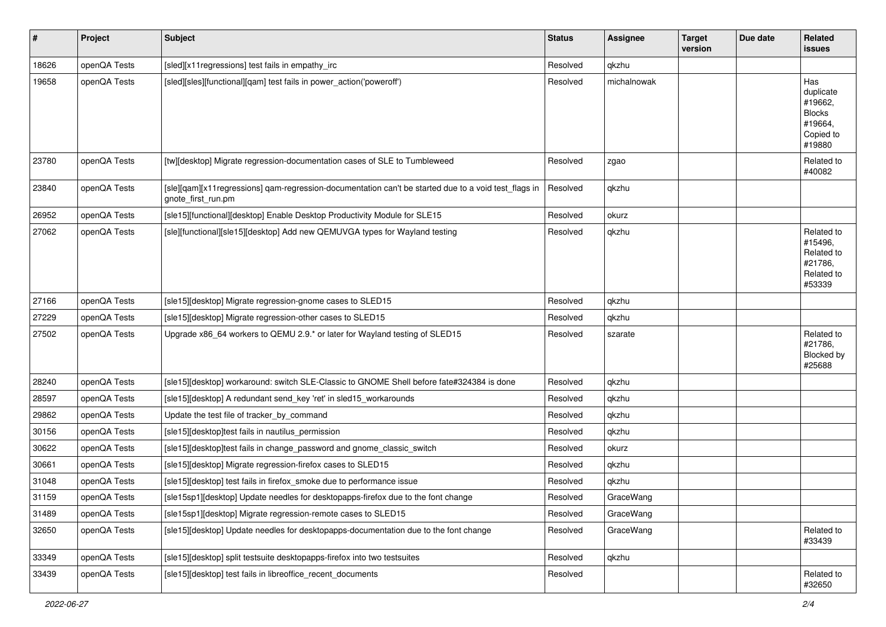| # | Project | Subject | Status | Assignee | Target version | Due date | Related issues |
|---|---|---|---|---|---|---|---|
| 18626 | openQA Tests | [sled][x11regressions] test fails in empathy_irc | Resolved | qkzhu | | | |
| 19658 | openQA Tests | [sled][sles][functional][qam] test fails in power_action('poweroff') | Resolved | michalnowak | | | Has duplicate #19662, Blocks #19664, Copied to #19880 |
| 23780 | openQA Tests | [tw][desktop] Migrate regression-documentation cases of SLE to Tumbleweed | Resolved | zgao | | | Related to #40082 |
| 23840 | openQA Tests | [sle][qam][x11regressions] qam-regression-documentation can't be started due to a void test_flags in gnote_first_run.pm | Resolved | qkzhu | | | |
| 26952 | openQA Tests | [sle15][functional][desktop] Enable Desktop Productivity Module for SLE15 | Resolved | okurz | | | |
| 27062 | openQA Tests | [sle][functional][sle15][desktop] Add new QEMUVGA types for Wayland testing | Resolved | qkzhu | | | Related to #15496, Related to #21786, Related to #53339 |
| 27166 | openQA Tests | [sle15][desktop] Migrate regression-gnome cases to SLED15 | Resolved | qkzhu | | | |
| 27229 | openQA Tests | [sle15][desktop] Migrate regression-other cases to SLED15 | Resolved | qkzhu | | | |
| 27502 | openQA Tests | Upgrade x86_64 workers to QEMU 2.9.* or later for Wayland testing of SLED15 | Resolved | szarate | | | Related to #21786, Blocked by #25688 |
| 28240 | openQA Tests | [sle15][desktop] workaround: switch SLE-Classic to GNOME Shell before fate#324384 is done | Resolved | qkzhu | | | |
| 28597 | openQA Tests | [sle15][desktop] A redundant send_key 'ret' in sled15_workarounds | Resolved | qkzhu | | | |
| 29862 | openQA Tests | Update the test file of tracker_by_command | Resolved | qkzhu | | | |
| 30156 | openQA Tests | [sle15][desktop]test fails in nautilus_permission | Resolved | qkzhu | | | |
| 30622 | openQA Tests | [sle15][desktop]test fails in change_password and gnome_classic_switch | Resolved | okurz | | | |
| 30661 | openQA Tests | [sle15][desktop] Migrate regression-firefox cases to SLED15 | Resolved | qkzhu | | | |
| 31048 | openQA Tests | [sle15][desktop] test fails in firefox_smoke due to performance issue | Resolved | qkzhu | | | |
| 31159 | openQA Tests | [sle15sp1][desktop] Update needles for desktopapps-firefox due to the font change | Resolved | GraceWang | | | |
| 31489 | openQA Tests | [sle15sp1][desktop] Migrate regression-remote cases to SLED15 | Resolved | GraceWang | | | |
| 32650 | openQA Tests | [sle15][desktop] Update needles for desktopapps-documentation due to the font change | Resolved | GraceWang | | | Related to #33439 |
| 33349 | openQA Tests | [sle15][desktop] split testsuite desktopapps-firefox into two testsuites | Resolved | qkzhu | | | |
| 33439 | openQA Tests | [sle15][desktop] test fails in libreoffice_recent_documents | Resolved | | | | Related to #32650 |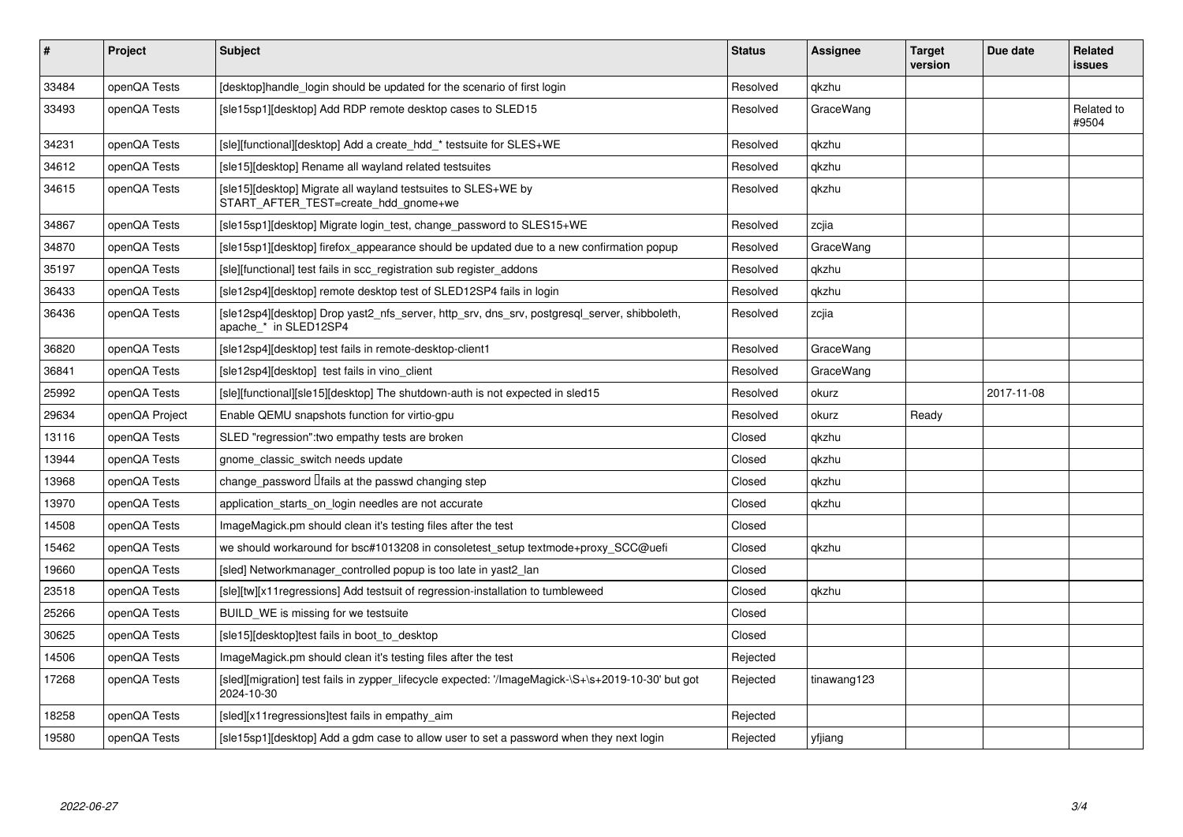| # | Project | Subject | Status | Assignee | Target version | Due date | Related issues |
|---|---|---|---|---|---|---|---|
| 33484 | openQA Tests | [desktop]handle_login should be updated for the scenario of first login | Resolved | qkzhu | | | |
| 33493 | openQA Tests | [sle15sp1][desktop] Add RDP remote desktop cases to SLED15 | Resolved | GraceWang | | | Related to #9504 |
| 34231 | openQA Tests | [sle][functional][desktop] Add a create_hdd_* testsuite for SLES+WE | Resolved | qkzhu | | | |
| 34612 | openQA Tests | [sle15][desktop] Rename all wayland related testsuites | Resolved | qkzhu | | | |
| 34615 | openQA Tests | [sle15][desktop] Migrate all wayland testsuites to SLES+WE by START_AFTER_TEST=create_hdd_gnome+we | Resolved | qkzhu | | | |
| 34867 | openQA Tests | [sle15sp1][desktop] Migrate login_test, change_password to SLES15+WE | Resolved | zcjia | | | |
| 34870 | openQA Tests | [sle15sp1][desktop] firefox_appearance should be updated due to a new confirmation popup | Resolved | GraceWang | | | |
| 35197 | openQA Tests | [sle][functional] test fails in scc_registration sub register_addons | Resolved | qkzhu | | | |
| 36433 | openQA Tests | [sle12sp4][desktop] remote desktop test of SLED12SP4 fails in login | Resolved | qkzhu | | | |
| 36436 | openQA Tests | [sle12sp4][desktop] Drop yast2_nfs_server, http_srv, dns_srv, postgresql_server, shibboleth, apache_* in SLED12SP4 | Resolved | zcjia | | | |
| 36820 | openQA Tests | [sle12sp4][desktop] test fails in remote-desktop-client1 | Resolved | GraceWang | | | |
| 36841 | openQA Tests | [sle12sp4][desktop] test fails in vino_client | Resolved | GraceWang | | | |
| 25992 | openQA Tests | [sle][functional][sle15][desktop] The shutdown-auth is not expected in sled15 | Resolved | okurz | | 2017-11-08 | |
| 29634 | openQA Project | Enable QEMU snapshots function for virtio-gpu | Resolved | okurz | Ready | | |
| 13116 | openQA Tests | SLED "regression":two empathy tests are broken | Closed | qkzhu | | | |
| 13944 | openQA Tests | gnome_classic_switch needs update | Closed | qkzhu | | | |
| 13968 | openQA Tests | change_password fails at the passwd changing step | Closed | qkzhu | | | |
| 13970 | openQA Tests | application_starts_on_login needles are not accurate | Closed | qkzhu | | | |
| 14508 | openQA Tests | ImageMagick.pm should clean it's testing files after the test | Closed | | | | |
| 15462 | openQA Tests | we should workaround for bsc#1013208 in consoletest_setup textmode+proxy_SCC@uefi | Closed | qkzhu | | | |
| 19660 | openQA Tests | [sled] Networkmanager_controlled popup is too late in yast2_lan | Closed | | | | |
| 23518 | openQA Tests | [sle][tw][x11regressions] Add testsuit of regression-installation to tumbleweed | Closed | qkzhu | | | |
| 25266 | openQA Tests | BUILD_WE is missing for we testsuite | Closed | | | | |
| 30625 | openQA Tests | [sle15][desktop]test fails in boot_to_desktop | Closed | | | | |
| 14506 | openQA Tests | ImageMagick.pm should clean it's testing files after the test | Rejected | | | | |
| 17268 | openQA Tests | [sled][migration] test fails in zypper_lifecycle expected: '/ImageMagick-\S+\s+2019-10-30' but got 2024-10-30 | Rejected | tinawang123 | | | |
| 18258 | openQA Tests | [sled][x11regressions]test fails in empathy_aim | Rejected | | | | |
| 19580 | openQA Tests | [sle15sp1][desktop] Add a gdm case to allow user to set a password when they next login | Rejected | yfjiang | | | |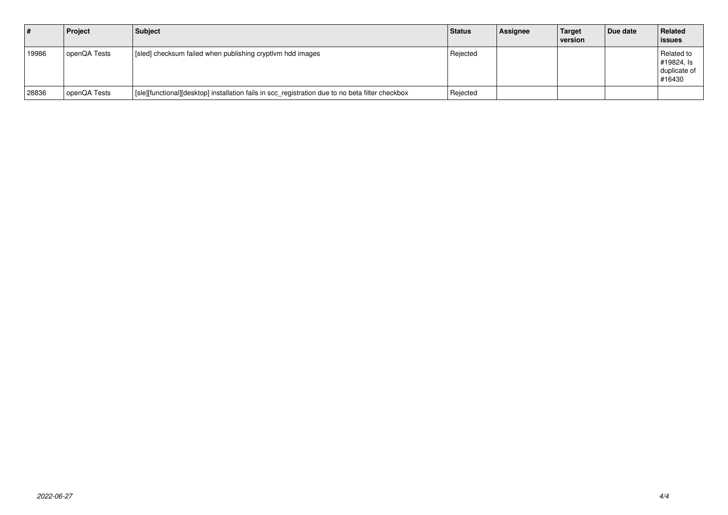| # | Project | Subject | Status | Assignee | Target version | Due date | Related issues |
| --- | --- | --- | --- | --- | --- | --- | --- |
| 19986 | openQA Tests | [sled] checksum failed when publishing cryptlvm hdd images | Rejected | | | | Related to #19824, Is duplicate of #16430 |
| 28836 | openQA Tests | [sle][functional][desktop] installation fails in scc_registration due to no beta filter checkbox | Rejected | | | | |